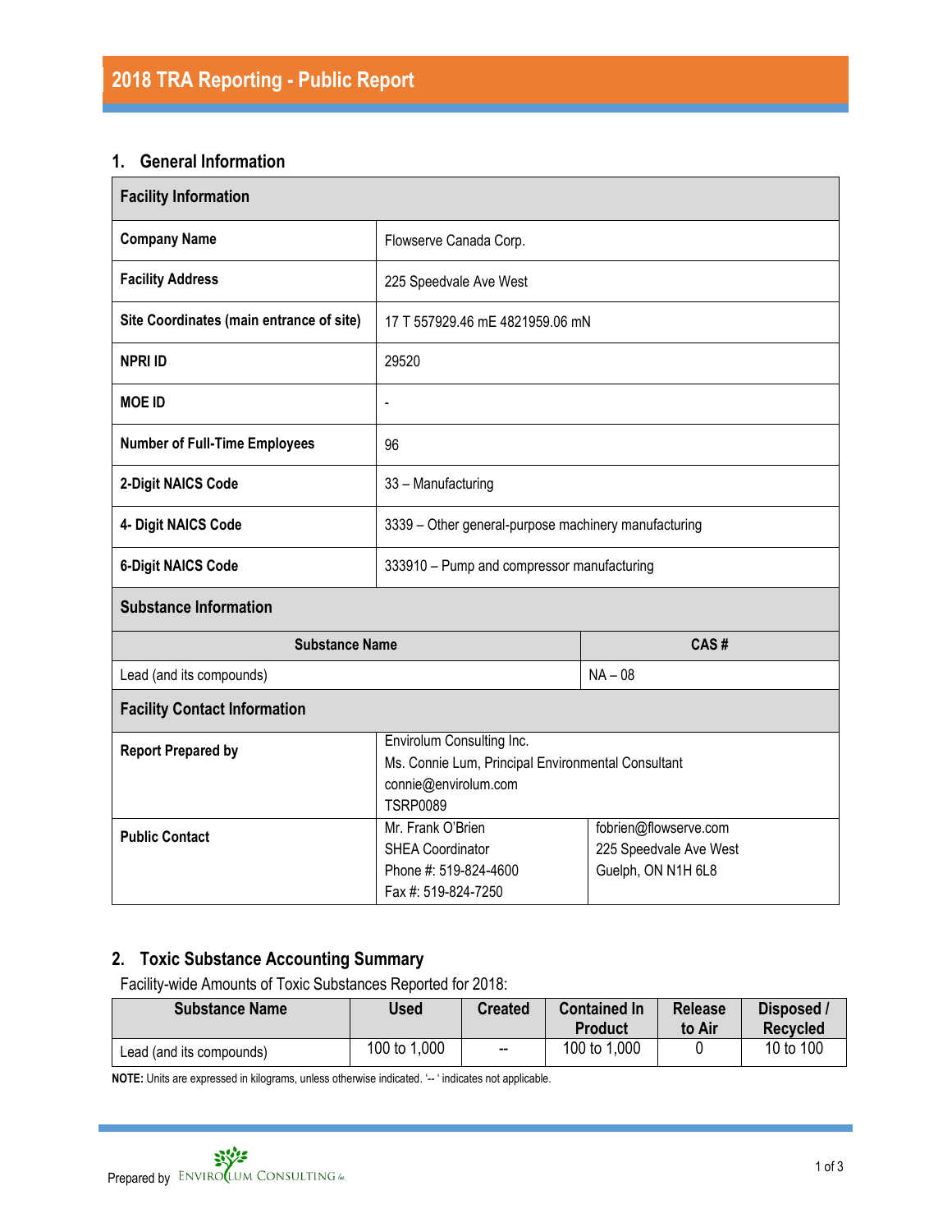# 2018 TRA Reporting - Public Report

## 1. General Information

| Facility Information | | |
|---|---|---|
| **Company Name** | Flowserve Canada Corp. | |
| **Facility Address** | 225 Speedvale Ave West | |
| **Site Coordinates (main entrance of site)** | 17 T 557929.46 mE 4821959.06 mN | |
| **NPRI ID** | 29520 | |
| **MOE ID** | - | |
| **Number of Full-Time Employees** | 96 | |
| **2-Digit NAICS Code** | 33 – Manufacturing | |
| **4- Digit NAICS Code** | 3339 – Other general-purpose machinery manufacturing | |
| **6-Digit NAICS Code** | 333910 – Pump and compressor manufacturing | |
| **Substance Information** | | |
| **Substance Name** | | **CAS #** |
| Lead (and its compounds) | | NA – 08 |
| **Facility Contact Information** | | |
| **Report Prepared by** | Envirolum Consulting Inc.<br>Ms. Connie Lum, Principal Environmental Consultant<br>connie@envirolum.com<br>TSRP0089 | |
| **Public Contact** | Mr. Frank O'Brien<br>SHEA Coordinator<br>Phone #: 519-824-4600<br>Fax #: 519-824-7250 | fobrien@flowserve.com<br>225 Speedvale Ave West<br>Guelph, ON N1H 6L8 |

## 2. Toxic Substance Accounting Summary

Facility-wide Amounts of Toxic Substances Reported for 2018:

| Substance Name | Used | Created | Contained In Product | Release to Air | Disposed / Recycled |
|---|---|---|---|---|---|
| Lead (and its compounds) | 100 to 1,000 | -- | 100 to 1,000 | 0 | 10 to 100 |

**NOTE:** Units are expressed in kilograms, unless otherwise indicated. '-- ' indicates not applicable.

Prepared by ENVIROLUM CONSULTING Inc.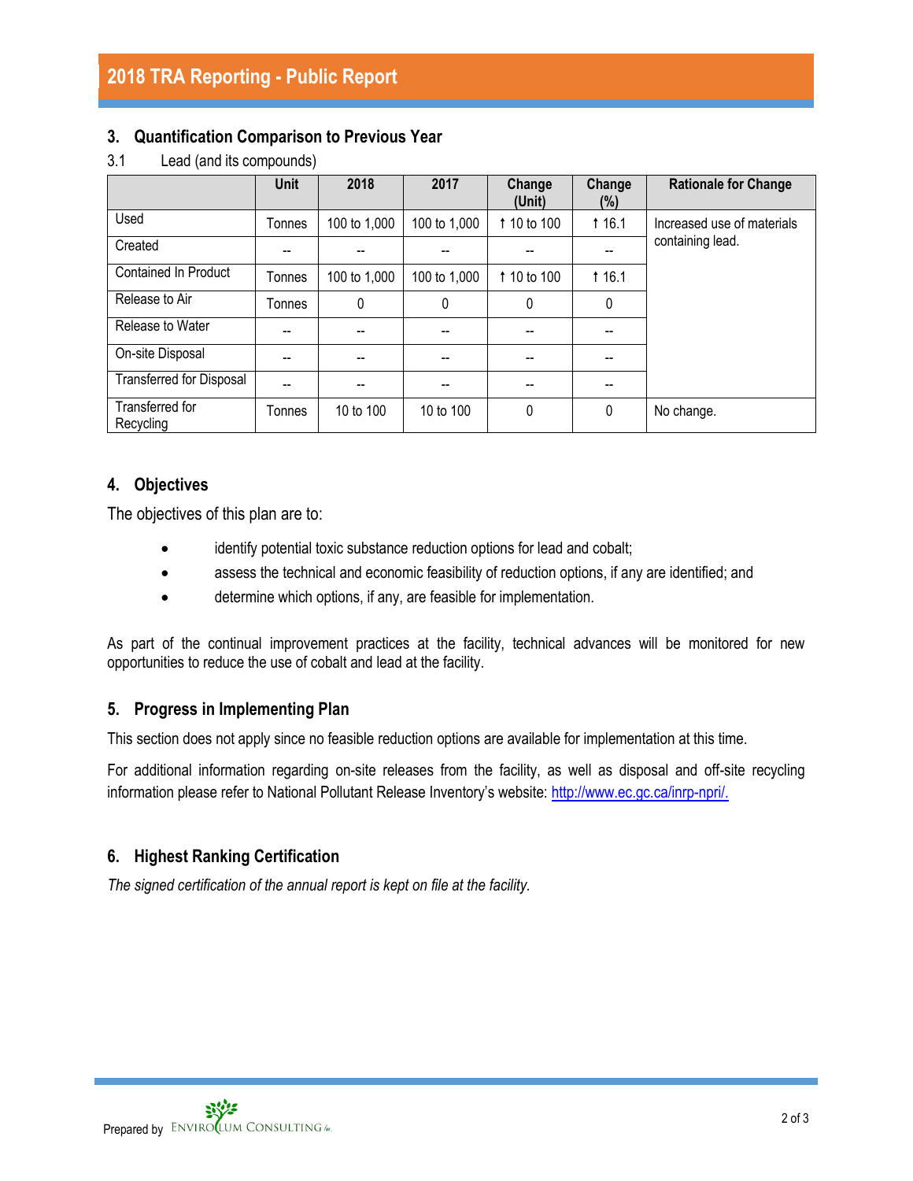## 3. Quantification Comparison to Previous Year

3.1 Lead (and its compounds)

| | Unit | 2018 | 2017 | Change (Unit) | Change (%) | Rationale for Change |
|---|---|---|---|---|---|---|
| Used | Tonnes | 100 to 1,000 | 100 to 1,000 | ↑ 10 to 100 | ↑ 16.1 | Increased use of materials containing lead. |
| Created | -- | -- | -- | -- | -- | |
| Contained In Product | Tonnes | 100 to 1,000 | 100 to 1,000 | ↑ 10 to 100 | ↑ 16.1 | |
| Release to Air | Tonnes | 0 | 0 | 0 | 0 | |
| Release to Water | -- | -- | -- | -- | -- | |
| On-site Disposal | -- | -- | -- | -- | -- | |
| Transferred for Disposal | -- | -- | -- | -- | -- | |
| Transferred for Recycling | Tonnes | 10 to 100 | 10 to 100 | 0 | 0 | No change. |

## 4. Objectives

The objectives of this plan are to:

- identify potential toxic substance reduction options for lead and cobalt;
- assess the technical and economic feasibility of reduction options, if any are identified; and
- determine which options, if any, are feasible for implementation.

As part of the continual improvement practices at the facility, technical advances will be monitored for new opportunities to reduce the use of cobalt and lead at the facility.

## 5. Progress in Implementing Plan

This section does not apply since no feasible reduction options are available for implementation at this time.

For additional information regarding on-site releases from the facility, as well as disposal and off-site recycling information please refer to National Pollutant Release Inventory's website: http://www.ec.gc.ca/inrp-npri/.

## 6. Highest Ranking Certification

*The signed certification of the annual report is kept on file at the facility.*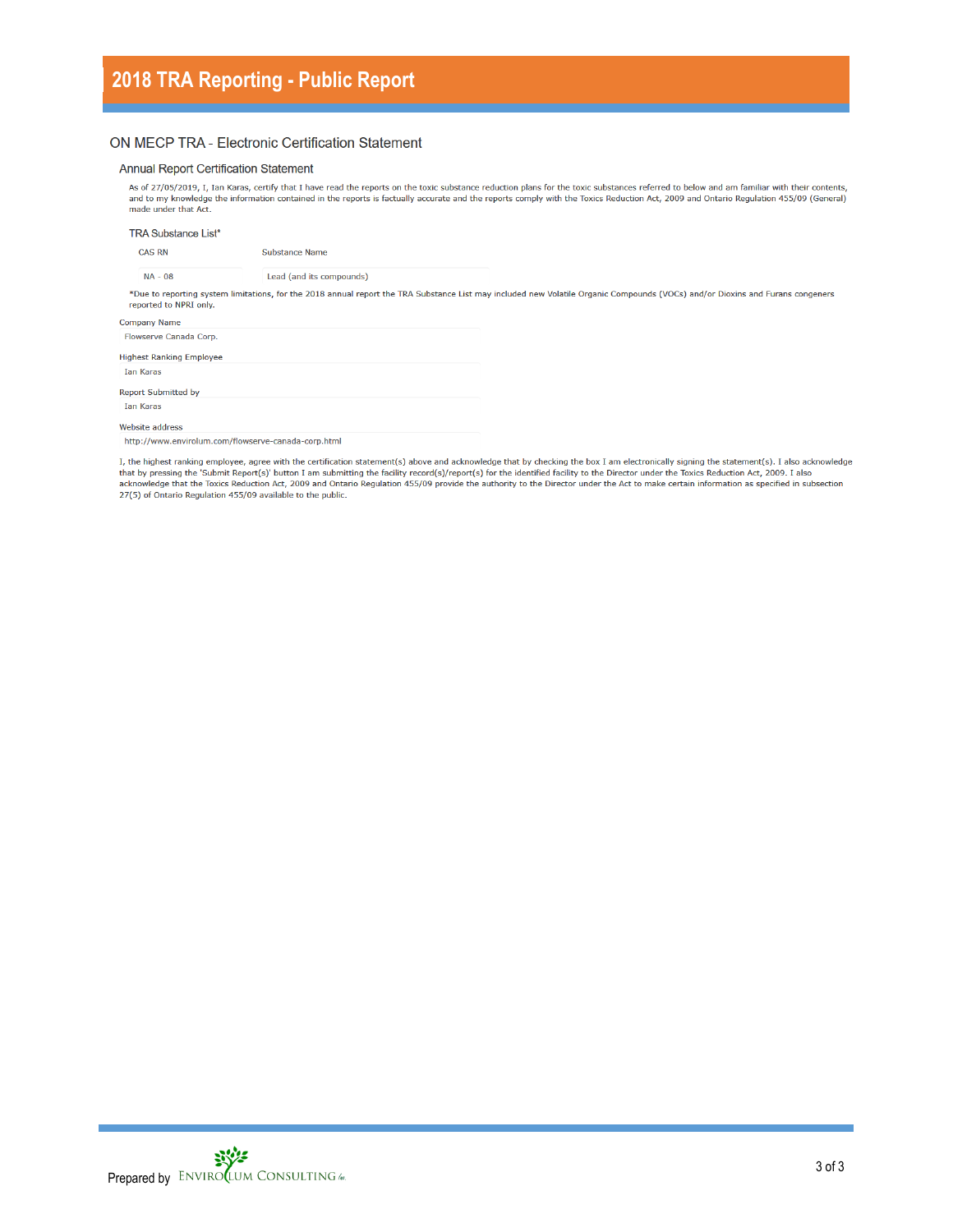# 2018 TRA Reporting - Public Report

## ON MECP TRA - Electronic Certification Statement

### Annual Report Certification Statement

As of 27/05/2019, I, Ian Karas, certify that I have read the reports on the toxic substance reduction plans for the toxic substances referred to below and am familiar with their contents, and to my knowledge the information contained in the reports is factually accurate and the reports comply with the Toxics Reduction Act, 2009 and Ontario Regulation 455/09 (General) made under that Act.

#### TRA Substance List*

| CAS RN | Substance Name |
| --- | --- |
| NA - 08 | Lead (and its compounds) |

*Due to reporting system limitations, for the 2018 annual report the TRA Substance List may included new Volatile Organic Compounds (VOCs) and/or Dioxins and Furans congeners reported to NPRI only.

**Company Name**
Flowserve Canada Corp.

**Highest Ranking Employee**
Ian Karas

**Report Submitted by**
Ian Karas

**Website address**
http://www.envirolum.com/flowserve-canada-corp.html

I, the highest ranking employee, agree with the certification statement(s) above and acknowledge that by checking the box I am electronically signing the statement(s). I also acknowledge that by pressing the 'Submit Report(s)' button I am submitting the facility record(s)/report(s) for the identified facility to the Director under the Toxics Reduction Act, 2009. I also acknowledge that the Toxics Reduction Act, 2009 and Ontario Regulation 455/09 provide the authority to the Director under the Act to make certain information as specified in subsection 27(5) of Ontario Regulation 455/09 available to the public.

Prepared by ENVIROLUM CONSULTING Inc.